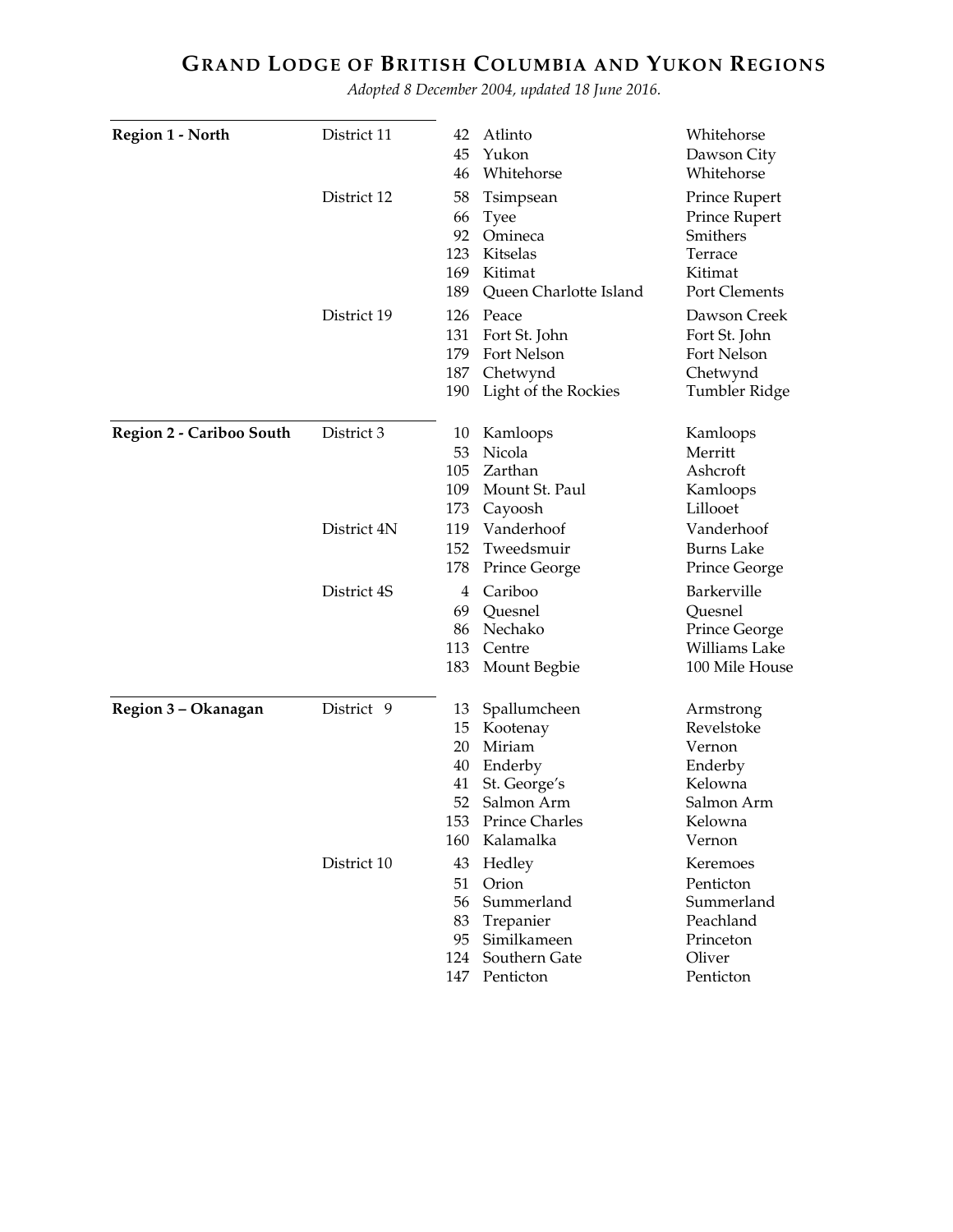# GRAND LODGE OF BRITISH COLUMBIA AND YUKON REGIONS

*Adopted 8 December 2004, updated 18 June 2016.*

| Region | District | No. | Lodge | Location |
|---|---|---|---|---|
| **Region 1 - North** | District 11 | 42 | Atlinto | Whitehorse |
| | | 45 | Yukon | Dawson City |
| | | 46 | Whitehorse | Whitehorse |
| | District 12 | 58 | Tsimpsean | Prince Rupert |
| | | 66 | Tyee | Prince Rupert |
| | | 92 | Omineca | Smithers |
| | | 123 | Kitselas | Terrace |
| | | 169 | Kitimat | Kitimat |
| | | 189 | Queen Charlotte Island | Port Clements |
| | District 19 | 126 | Peace | Dawson Creek |
| | | 131 | Fort St. John | Fort St. John |
| | | 179 | Fort Nelson | Fort Nelson |
| | | 187 | Chetwynd | Chetwynd |
| | | 190 | Light of the Rockies | Tumbler Ridge |
| **Region 2 - Cariboo South** | District 3 | 10 | Kamloops | Kamloops |
| | | 53 | Nicola | Merritt |
| | | 105 | Zarthan | Ashcroft |
| | | 109 | Mount St. Paul | Kamloops |
| | | 173 | Cayoosh | Lillooet |
| | District 4N | 119 | Vanderhoof | Vanderhoof |
| | | 152 | Tweedsmuir | Burns Lake |
| | | 178 | Prince George | Prince George |
| | District 4S | 4 | Cariboo | Barkerville |
| | | 69 | Quesnel | Quesnel |
| | | 86 | Nechako | Prince George |
| | | 113 | Centre | Williams Lake |
| | | 183 | Mount Begbie | 100 Mile House |
| **Region 3 – Okanagan** | District 9 | 13 | Spallumcheen | Armstrong |
| | | 15 | Kootenay | Revelstoke |
| | | 20 | Miriam | Vernon |
| | | 40 | Enderby | Enderby |
| | | 41 | St. George's | Kelowna |
| | | 52 | Salmon Arm | Salmon Arm |
| | | 153 | Prince Charles | Kelowna |
| | | 160 | Kalamalka | Vernon |
| | District 10 | 43 | Hedley | Keremoes |
| | | 51 | Orion | Penticton |
| | | 56 | Summerland | Summerland |
| | | 83 | Trepanier | Peachland |
| | | 95 | Similkameen | Princeton |
| | | 124 | Southern Gate | Oliver |
| | | 147 | Penticton | Penticton |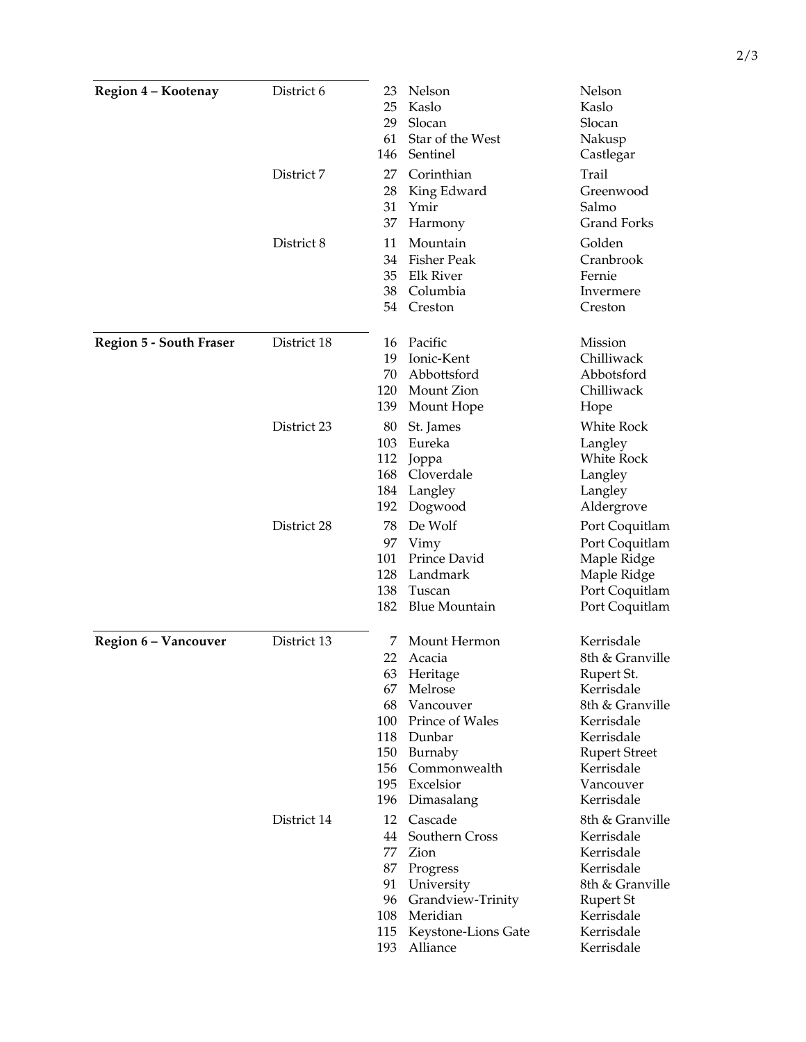| Region | District | No. | Lodge | Location |
|---|---|---|---|---|
| **Region 4 – Kootenay** | District 6 | 23 | Nelson | Nelson |
| | | 25 | Kaslo | Kaslo |
| | | 29 | Slocan | Slocan |
| | | 61 | Star of the West | Nakusp |
| | | 146 | Sentinel | Castlegar |
| | District 7 | 27 | Corinthian | Trail |
| | | 28 | King Edward | Greenwood |
| | | 31 | Ymir | Salmo |
| | | 37 | Harmony | Grand Forks |
| | District 8 | 11 | Mountain | Golden |
| | | 34 | Fisher Peak | Cranbrook |
| | | 35 | Elk River | Fernie |
| | | 38 | Columbia | Invermere |
| | | 54 | Creston | Creston |
| **Region 5 - South Fraser** | District 18 | 16 | Pacific | Mission |
| | | 19 | Ionic-Kent | Chilliwack |
| | | 70 | Abbottsford | Abbotsford |
| | | 120 | Mount Zion | Chilliwack |
| | | 139 | Mount Hope | Hope |
| | District 23 | 80 | St. James | White Rock |
| | | 103 | Eureka | Langley |
| | | 112 | Joppa | White Rock |
| | | 168 | Cloverdale | Langley |
| | | 184 | Langley | Langley |
| | | 192 | Dogwood | Aldergrove |
| | District 28 | 78 | De Wolf | Port Coquitlam |
| | | 97 | Vimy | Port Coquitlam |
| | | 101 | Prince David | Maple Ridge |
| | | 128 | Landmark | Maple Ridge |
| | | 138 | Tuscan | Port Coquitlam |
| | | 182 | Blue Mountain | Port Coquitlam |
| **Region 6 – Vancouver** | District 13 | 7 | Mount Hermon | Kerrisdale |
| | | 22 | Acacia | 8th & Granville |
| | | 63 | Heritage | Rupert St. |
| | | 67 | Melrose | Kerrisdale |
| | | 68 | Vancouver | 8th & Granville |
| | | 100 | Prince of Wales | Kerrisdale |
| | | 118 | Dunbar | Kerrisdale |
| | | 150 | Burnaby | Rupert Street |
| | | 156 | Commonwealth | Kerrisdale |
| | | 195 | Excelsior | Vancouver |
| | | 196 | Dimasalang | Kerrisdale |
| | District 14 | 12 | Cascade | 8th & Granville |
| | | 44 | Southern Cross | Kerrisdale |
| | | 77 | Zion | Kerrisdale |
| | | 87 | Progress | Kerrisdale |
| | | 91 | University | 8th & Granville |
| | | 96 | Grandview-Trinity | Rupert St |
| | | 108 | Meridian | Kerrisdale |
| | | 115 | Keystone-Lions Gate | Kerrisdale |
| | | 193 | Alliance | Kerrisdale |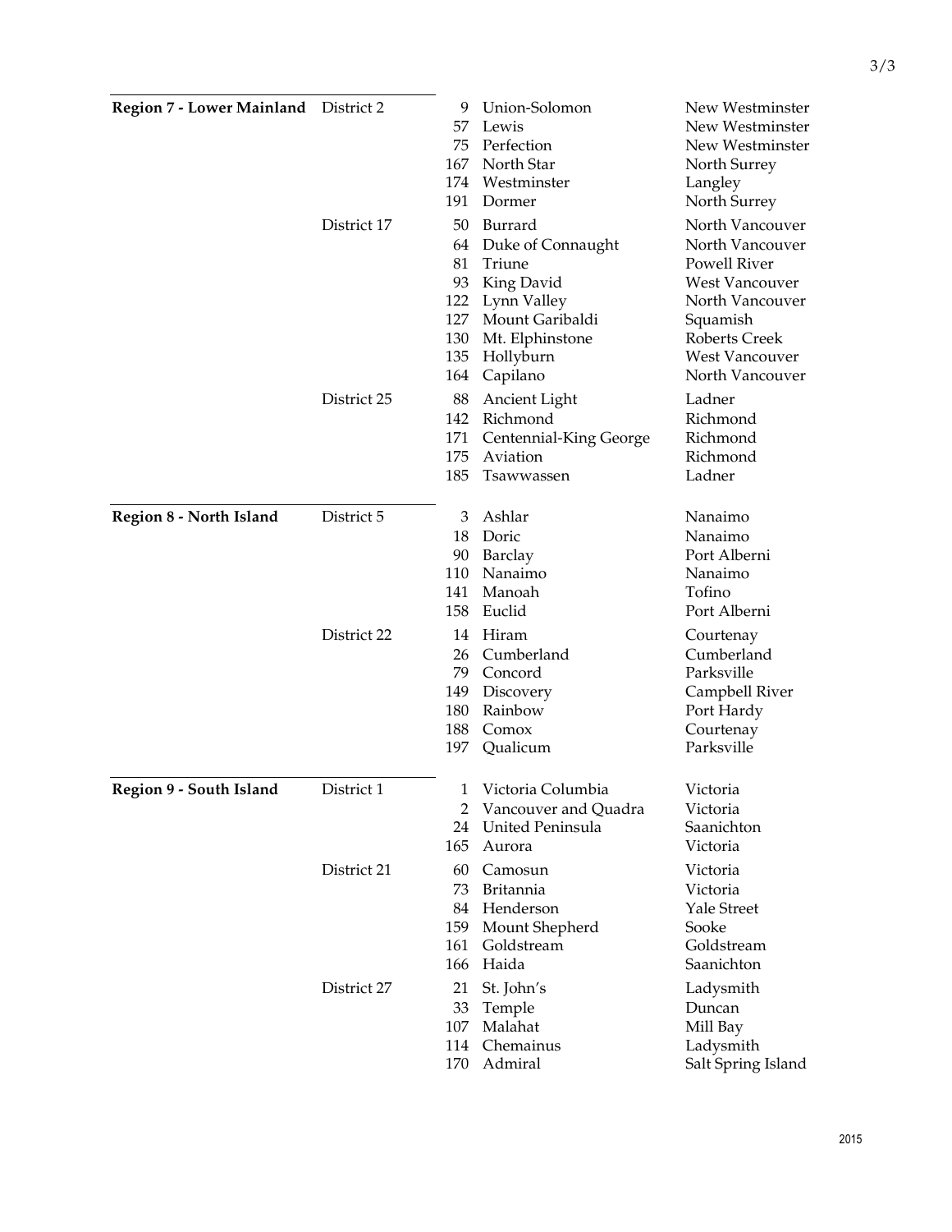| | | | | |
|---|---|---|---|---|
| **Region 7 - Lower Mainland** | District 2 | 9 | Union-Solomon | New Westminster |
| | | 57 | Lewis | New Westminster |
| | | 75 | Perfection | New Westminster |
| | | 167 | North Star | North Surrey |
| | | 174 | Westminster | Langley |
| | | 191 | Dormer | North Surrey |
| | District 17 | 50 | Burrard | North Vancouver |
| | | 64 | Duke of Connaught | North Vancouver |
| | | 81 | Triune | Powell River |
| | | 93 | King David | West Vancouver |
| | | 122 | Lynn Valley | North Vancouver |
| | | 127 | Mount Garibaldi | Squamish |
| | | 130 | Mt. Elphinstone | Roberts Creek |
| | | 135 | Hollyburn | West Vancouver |
| | | 164 | Capilano | North Vancouver |
| | District 25 | 88 | Ancient Light | Ladner |
| | | 142 | Richmond | Richmond |
| | | 171 | Centennial-King George | Richmond |
| | | 175 | Aviation | Richmond |
| | | 185 | Tsawwassen | Ladner |
| **Region 8 - North Island** | District 5 | 3 | Ashlar | Nanaimo |
| | | 18 | Doric | Nanaimo |
| | | 90 | Barclay | Port Alberni |
| | | 110 | Nanaimo | Nanaimo |
| | | 141 | Manoah | Tofino |
| | | 158 | Euclid | Port Alberni |
| | District 22 | 14 | Hiram | Courtenay |
| | | 26 | Cumberland | Cumberland |
| | | 79 | Concord | Parksville |
| | | 149 | Discovery | Campbell River |
| | | 180 | Rainbow | Port Hardy |
| | | 188 | Comox | Courtenay |
| | | 197 | Qualicum | Parksville |
| **Region 9 - South Island** | District 1 | 1 | Victoria Columbia | Victoria |
| | | 2 | Vancouver and Quadra | Victoria |
| | | 24 | United Peninsula | Saanichton |
| | | 165 | Aurora | Victoria |
| | District 21 | 60 | Camosun | Victoria |
| | | 73 | Britannia | Victoria |
| | | 84 | Henderson | Yale Street |
| | | 159 | Mount Shepherd | Sooke |
| | | 161 | Goldstream | Goldstream |
| | | 166 | Haida | Saanichton |
| | District 27 | 21 | St. John's | Ladysmith |
| | | 33 | Temple | Duncan |
| | | 107 | Malahat | Mill Bay |
| | | 114 | Chemainus | Ladysmith |
| | | 170 | Admiral | Salt Spring Island |

2015